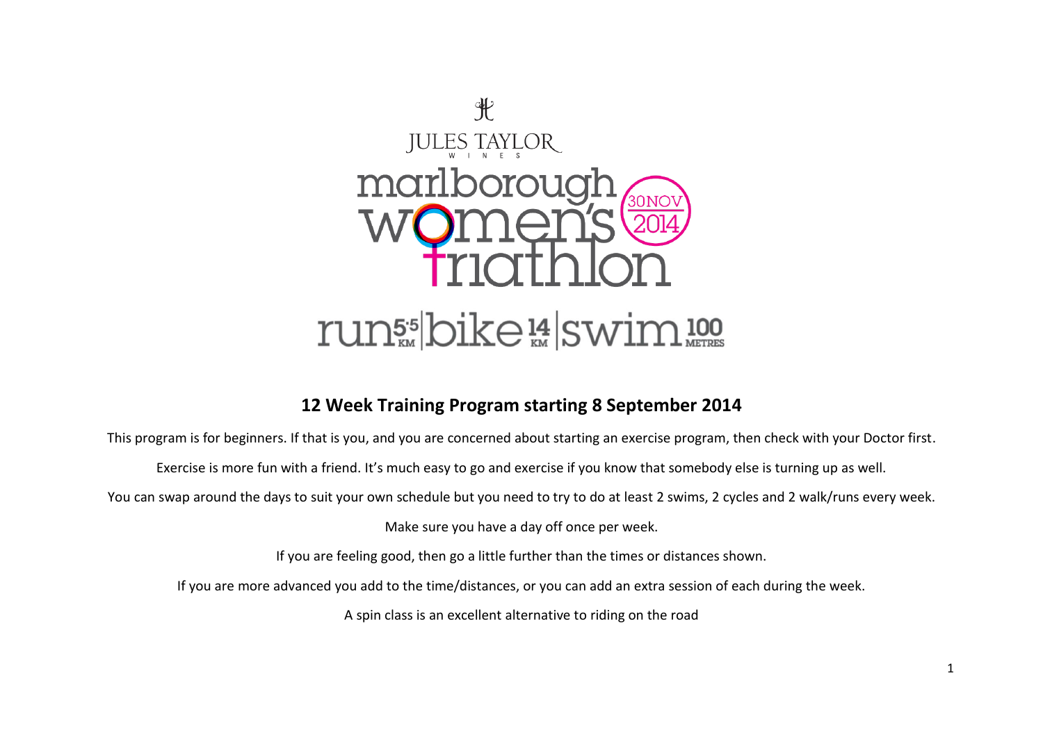JULES TAYLOR WINES

marlborough women's triathlon

30 NOV 2014

run 5.5 KM | bike 14 KM | swim 100 METRES

## 12 Week Training Program starting 8 September 2014

This program is for beginners. If that is you, and you are concerned about starting an exercise program, then check with your Doctor first.

Exercise is more fun with a friend. It's much easy to go and exercise if you know that somebody else is turning up as well.

You can swap around the days to suit your own schedule but you need to try to do at least 2 swims, 2 cycles and 2 walk/runs every week.

Make sure you have a day off once per week.

If you are feeling good, then go a little further than the times or distances shown.

If you are more advanced you add to the time/distances, or you can add an extra session of each during the week.

A spin class is an excellent alternative to riding on the road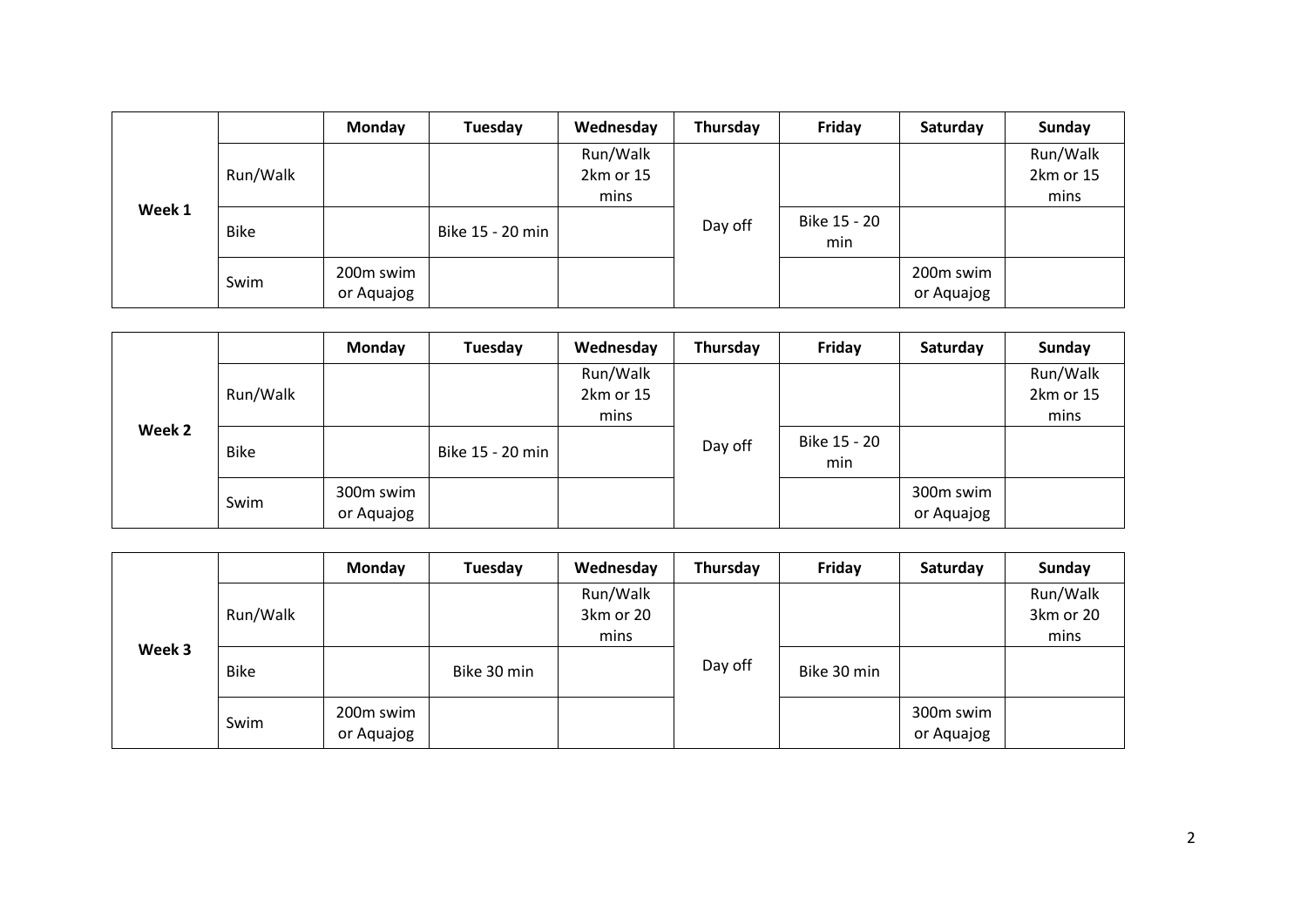| Week 1 | | Monday | Tuesday | Wednesday | Thursday | Friday | Saturday | Sunday |
|---|---|---|---|---|---|---|---|---|
| | Run/Walk | | | Run/Walk 2km or 15 mins | Day off | | | Run/Walk 2km or 15 mins |
| | Bike | | Bike 15 - 20 min | | | Bike 15 - 20 min | | |
| | Swim | 200m swim or Aquajog | | | | | 200m swim or Aquajog | |

| Week 2 | | Monday | Tuesday | Wednesday | Thursday | Friday | Saturday | Sunday |
|---|---|---|---|---|---|---|---|---|
| | Run/Walk | | | Run/Walk 2km or 15 mins | Day off | | | Run/Walk 2km or 15 mins |
| | Bike | | Bike 15 - 20 min | | | Bike 15 - 20 min | | |
| | Swim | 300m swim or Aquajog | | | | | 300m swim or Aquajog | |

| Week 3 | | Monday | Tuesday | Wednesday | Thursday | Friday | Saturday | Sunday |
|---|---|---|---|---|---|---|---|---|
| | Run/Walk | | | Run/Walk 3km or 20 mins | Day off | | | Run/Walk 3km or 20 mins |
| | Bike | | Bike 30 min | | | Bike 30 min | | |
| | Swim | 200m swim or Aquajog | | | | | 300m swim or Aquajog | |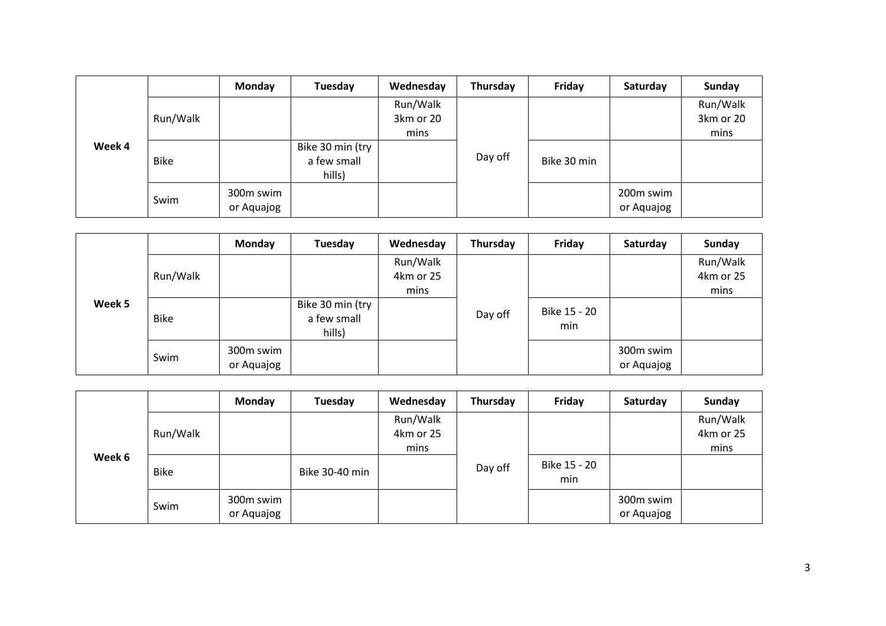| Week 4 | | Monday | Tuesday | Wednesday | Thursday | Friday | Saturday | Sunday |
|---|---|---|---|---|---|---|---|---|
| | Run/Walk | | | Run/Walk 3km or 20 mins | | | | Run/Walk 3km or 20 mins |
| | Bike | | Bike 30 min (try a few small hills) | | Day off | Bike 30 min | | |
| | Swim | 300m swim or Aquajog | | | | | 200m swim or Aquajog | |

| Week 5 | | Monday | Tuesday | Wednesday | Thursday | Friday | Saturday | Sunday |
|---|---|---|---|---|---|---|---|---|
| | Run/Walk | | | Run/Walk 4km or 25 mins | | | | Run/Walk 4km or 25 mins |
| | Bike | | Bike 30 min (try a few small hills) | | Day off | Bike 15 - 20 min | | |
| | Swim | 300m swim or Aquajog | | | | | 300m swim or Aquajog | |

| Week 6 | | Monday | Tuesday | Wednesday | Thursday | Friday | Saturday | Sunday |
|---|---|---|---|---|---|---|---|---|
| | Run/Walk | | | Run/Walk 4km or 25 mins | | | | Run/Walk 4km or 25 mins |
| | Bike | | Bike 30-40 min | | Day off | Bike 15 - 20 min | | |
| | Swim | 300m swim or Aquajog | | | | | 300m swim or Aquajog | |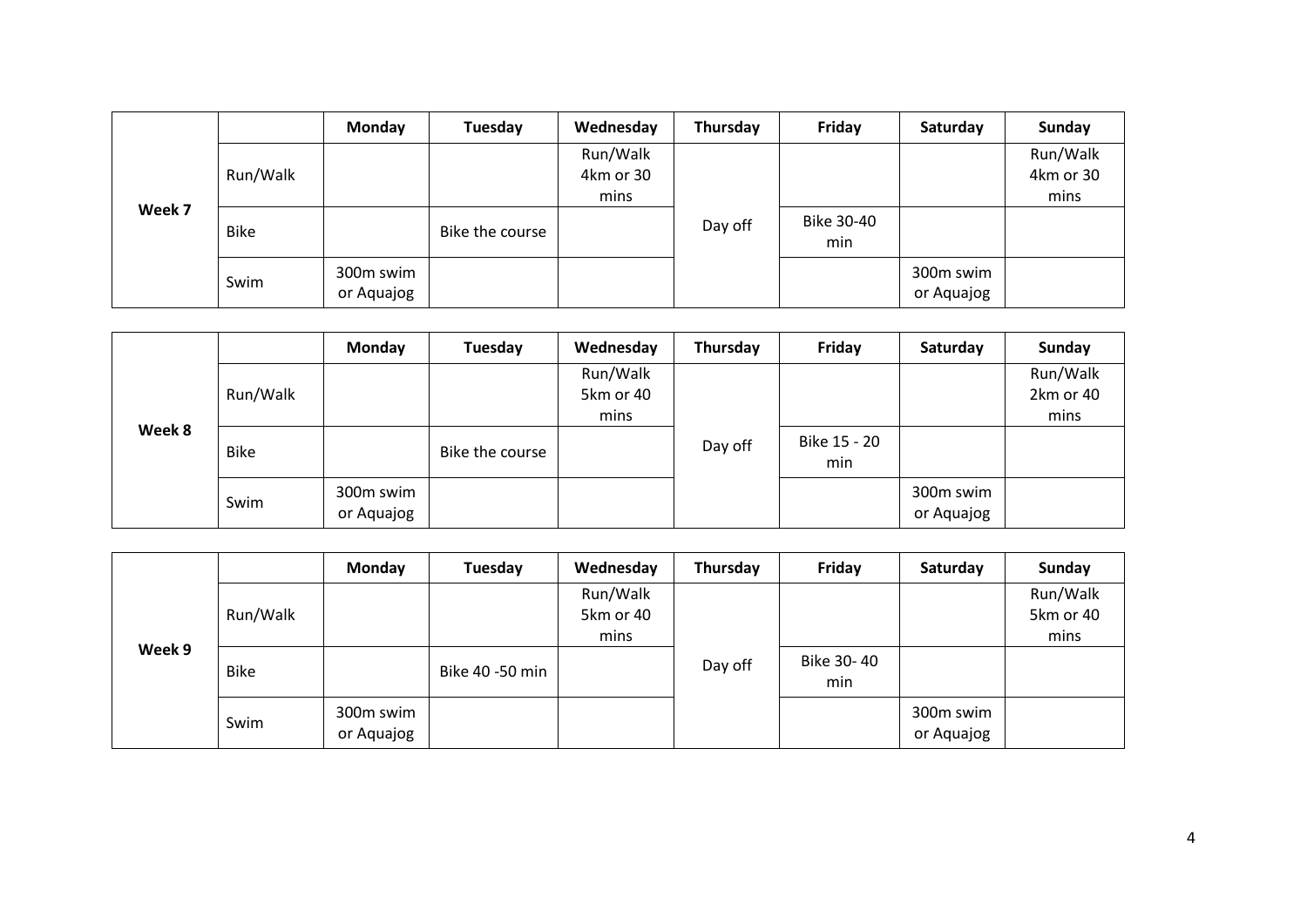| Week 7 | | Monday | Tuesday | Wednesday | Thursday | Friday | Saturday | Sunday |
|---|---|---|---|---|---|---|---|---|
| | Run/Walk | | | Run/Walk 4km or 30 mins | Day off | | | Run/Walk 4km or 30 mins |
| | Bike | | Bike the course | | | Bike 30-40 min | | |
| | Swim | 300m swim or Aquajog | | | | | 300m swim or Aquajog | |

| Week 8 | | Monday | Tuesday | Wednesday | Thursday | Friday | Saturday | Sunday |
|---|---|---|---|---|---|---|---|---|
| | Run/Walk | | | Run/Walk 5km or 40 mins | Day off | | | Run/Walk 2km or 40 mins |
| | Bike | | Bike the course | | | Bike 15 - 20 min | | |
| | Swim | 300m swim or Aquajog | | | | | 300m swim or Aquajog | |

| Week 9 | | Monday | Tuesday | Wednesday | Thursday | Friday | Saturday | Sunday |
|---|---|---|---|---|---|---|---|---|
| | Run/Walk | | | Run/Walk 5km or 40 mins | Day off | | | Run/Walk 5km or 40 mins |
| | Bike | | Bike 40 -50 min | | | Bike 30- 40 min | | |
| | Swim | 300m swim or Aquajog | | | | | 300m swim or Aquajog | |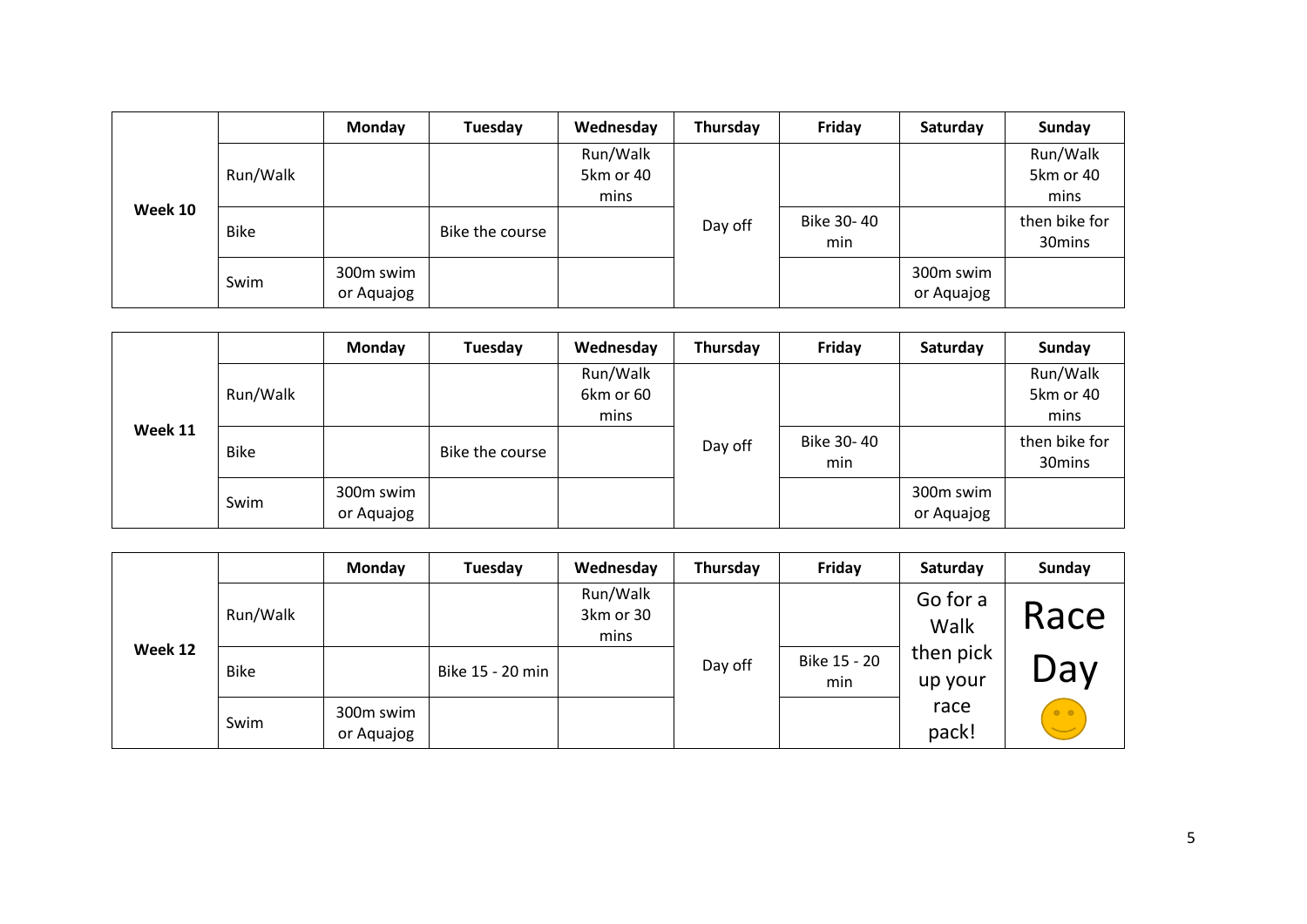| | | Monday | Tuesday | Wednesday | Thursday | Friday | Saturday | Sunday |
|---|---|---|---|---|---|---|---|---|
| **Week 10** | Run/Walk | | | Run/Walk 5km or 40 mins | Day off | | | Run/Walk 5km or 40 mins |
| | Bike | | Bike the course | | | Bike 30- 40 min | | then bike for 30mins |
| | Swim | 300m swim or Aquajog | | | | | 300m swim or Aquajog | |

| | | Monday | Tuesday | Wednesday | Thursday | Friday | Saturday | Sunday |
|---|---|---|---|---|---|---|---|---|
| **Week 11** | Run/Walk | | | Run/Walk 6km or 60 mins | Day off | | | Run/Walk 5km or 40 mins |
| | Bike | | Bike the course | | | Bike 30- 40 min | | then bike for 30mins |
| | Swim | 300m swim or Aquajog | | | | | 300m swim or Aquajog | |

| | | Monday | Tuesday | Wednesday | Thursday | Friday | Saturday | Sunday |
|---|---|---|---|---|---|---|---|---|
| **Week 12** | Run/Walk | | | Run/Walk 3km or 30 mins | Day off | | Go for a Walk then pick up your race pack! | Race Day 🙂 |
| | Bike | | Bike 15 - 20 min | | | Bike 15 - 20 min | | |
| | Swim | 300m swim or Aquajog | | | | | | |